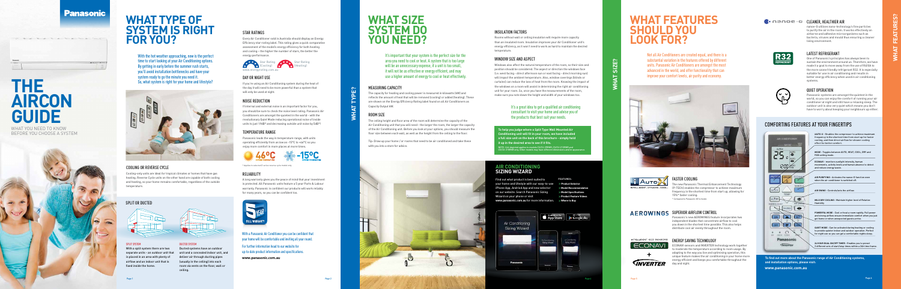# THE AIRCON GUIDE

WHAT YOU NEED TO KNOW BEFORE YOU CHOOSE A SYSTEM

# WHAT TYPE OF SYSTEM IS RIGHT FOR YOU?

With the hot weather approaching, now is the perfect time to start looking at your Air Conditioning options. By getting in early before the summer rush starts, you'll avoid installation bottlenecks and have your system ready to go the minute you need it. So, what system is right for your home and lifestyle?

## COOLING OR REVERSE CYCLE

Cooling-only units are ideal for tropical climates or homes that have gas heating. Reverse Cycle units on the other hand are capable of both cooling and heating, so your home remains comfortable, regardless of the outside temperature.

## SPLIT OR DUCTED

**SPLIT SYSTEM**
With a split system there are two separate units – an outdoor unit that is placed in an area with plenty of airflow and an indoor unit that is fixed inside the home.

**DUCTED SYSTEM**
Ducted systems have an outdoor unit and a concealed indoor unit, and deliver air through ducting pipes (usually in the ceiling) into each room via vents on the floor, wall or ceiling.

## STAR RATINGS

Every Air Conditioner sold in Australia should display an Energy Efficiency star-rating label. This rating gives a quick comparative assessment of the model's energy efficiency for both heating and cooling – the higher the number of stars, the better the energy performance.

Star Rating (Cooling) · Star Rating (Heating)
www.energyrating.gov.au

## DAY OR NIGHT USE

If you're using an Air Conditioning system during the heat of the day it will need to be more powerful than a system that will only be used at night.

## NOISE REDUCTION

If internal and external noise is an important factor for you, you should be sure to check the noise level rating. Panasonic Air Conditioners are amongst the quietest in the world – with the revolutionary Quiet Mode reducing operational noise of Inside units to just 19dB* and decreasing outside unit noise by 3dB*!

## TEMPERATURE RANGE

Panasonic leads the way in temperature range, with units operating efficiently from as low as -15°C to +46°C so you enjoy more comfort in more places at more times.

46°C · -15°C

* Applies to selected P series models only, in the model only.

## RELIABILITY

A long warranty gives you the peace of mind that your investment is protected. All Panasonic units feature a 5 year Parts & Labour warranty. Panasonic is confident our products will work reliably for many years, so you can be confident too.

5 YEAR FULL WARRANTY

With a Panasonic Air Conditioner you can be confident that your home will be comfortable and inviting all year round.

For further information head to our website for up-to-date product information and specifications.

**www.panasonic.com.au**

# WHAT SIZE SYSTEM DO YOU NEED?

It's important that your system is the perfect size for the area you need to cool or heat. A system that is too large will be an unnecessary expense; if a unit is too small, it will not be as effective or energy efficient, and may use a higher amount of energy to cool or heat effectively.

## MEASURING CAPACITY

The capacity for heating and cooling power is measured in kilowatts (kW) and reflects the amount of heat that will be removed (cooling) or added (heating). These are shown on the Energy Efficiency Rating label found on all Air Conditioners as Capacity Output kW.

## ROOM SIZE

The ceiling height and floor area of the room will determine the capacity of the Air Conditioning unit that you will need – the larger the room, the larger the capacity of the Air Conditioning unit. Before you look at your options, you should measure the floor size between each wall, as well as the height from the ceiling to the floor.

Tip: Draw up your home / or rooms that need to be air conditioned and take these with you into a store for advice.

## INSULATION FACTORS

Rooms without wall or ceiling insulation will require more capacity than an insulated room. Insulation improves your Air Conditioner unit's energy efficiency, as it won't need to work as hard to maintain the desired temperature.

## WINDOW SIZE AND ASPECT

Windows also affect the natural temperature of the room, so their size and position should be considered. The aspect or direction the windows face (i.e. west facing – direct afternoon sun or east facing – direct morning sun) will impact the ambient temperature. Also, window coverings (blinds or curtains) can reduce the loss of heat from the room. Knowing the impact of the windows on a room will assist in determining the right air conditioning unit for your room. So, once you have the measurements of the room, make sure you note down the height and width of your windows too.

It's a great idea to get a qualified air conditioning consultant to visit your home and advise you of the products that best suit your needs.

**To help you judge where a Split Type Wall Mounted Air Conditioning unit will fit in your room, we have included a full size unit on the back of this brochure – simply hold it up in the desired area to see if it fits.**

NOTE: Unit depicted applies to models CS/CU-Z9RKR, CS/CU-Z12RKR and CS/CU-Z18RKR only. Other models may have different dimensions and/or appearance.

## AIR CONDITIONING SIZING WIZARD

Find out what product is best suited to your home and lifestyle with our easy-to-use iPhone App, Android App and new selector on our website. Search Panasonic Sizing Wizard on your phone or visit **www.panasonic.com.au** for more information.

**FEATURES:**
- Product Selector
- Model Recommendation
- Model Specifications
- Product Feature Videos
- Where to Buy

# WHAT FEATURES SHOULD YOU LOOK FOR?

Not all Air Conditioners are created equal, and there is a substantial variation in the features offered by different units. Panasonic Air Conditioners are amongst the most advanced in the world, and offer functionality that can improve your comfort levels, air purity and economy.

## FASTER COOLING

The new Panasonic Thermal Enhancement Technology (iP-TECh) enables the compressor to achieve maximum frequency in the shortest time from start-up, allowing for 15%* faster cooling.
* Compared to Panasonic 2014 model.

## SUPERIOR AIRFLOW CONTROL

Panasonic's new AEROWINGS feature incorporates two independent blades that concentrate airflow to cool you down in the shortest time possible. This also helps distribute cool air evenly throughout the room.

## ENERGY SAVING TECHNOLOGY

ECONAVI sensors and INVERTER technology work together to moderate the temperature according to room usage. By adapting to the way you live and optimising operation, this unique feature makes the air conditioning in your home more energy efficient and keeps you comfortable throughout the day and night.

## CLEANER, HEALTHIER AIR

nanoe-G utilises nano-technology's fine particles to purify the air in the room. It works effectively on airborne and adhesive microorganisms such as bacteria, viruses and mould thus ensuring a cleaner living environment.

## LATEST REFRIGERANT

One of Panasonic's principles has always been to sustain the environment around us. Therefore, we have made it a goal to move away from the use of R410A to the more ozone friendly refrigerant R32. It is especially suitable for use in air conditioning and results in better energy efficiency when used in air conditioning systems.

## QUIET OPERATION

Panasonic systems are amongst the quietest in the world, so you can enjoy the comfort of running your air conditioner at night and still have a relaxing sleep. The outdoor unit is also very quiet which means you don't have to worry about keeping your neighbours up either.

## COMFORTING FEATURES AT YOUR FINGERTIPS

- **AUTO X** – Enables the compressor to achieve maximum frequency in the shortest time from start up for faster cooling, and then direct airflow for shower cooling effect for better comfort.
- **MODE** – Toggles between AUTO, HEAT, COOL, DRY and FAN setting mode.
- **ECONAVI** – monitors sunlight intensity, human movements, activity levels and human absence to detect and reduce energy waste.
- **AIR PURIFYING** – Activates the nanoe-G function even when the air conditioner is switched off.
- **AIR SWING** – Controls/sets the airflow.
- **MILD DRY COOLING** – Maintain higher level of Relative Humidity.
- **POWERFUL MODE** – Cool or heat a room rapidly. Full power and strong airflow ensure immediate comfort when you just get home or when unexpected guests arrive.
- **QUIET MODE** – Can be activated during heating or cooling to provide quieter indoor and outdoor operation. Perfect for night use so you can get a comfortable night's sleep.
- **24 HOUR DUAL ON/OFF TIMER** – Enables you to preset 2 different sets of start/stop times within a 24 hour frame.

**To find out more about the Panasonic range of Air Conditioning systems, and installation options, please visit:**
**www.panasonic.com.au**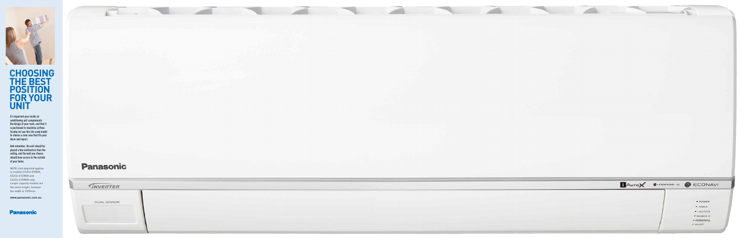# CHOOSING THE BEST POSITION FOR YOUR UNIT

It's important your inside air conditioning unit complements the design of your room, and that it is positioned to maximise airflow. So why not use this life-sized model to choose a clear area that fits your decor and layout.

And remember, the unit should be placed a few centimetres from the ceiling, and the wall you choose should have access to the outside of your home.

NOTE: Unit depicted applies to models CS/CU-Z9RKR, CS/CU-Z12RKR and CS/CU-Z15RKR only. Larger capacity models are the same height, however the width is 1070mm.

www.panasonic.com.au

Panasonic

Panasonic

INVERTER

DUAL SENSOR

i AUTO-X · nanoe-G · ECONAVI

- POWER
- TIMER
- i AUTO-X
- NANOE-G
- POWERFUL
- QUIET